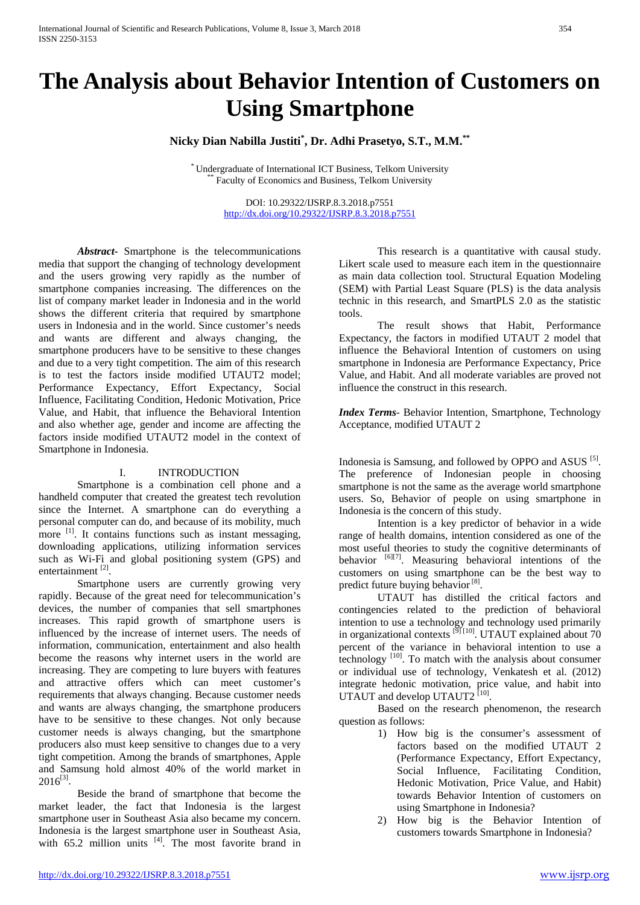# The Analysis about Behavior Intention of Customers on Using Smartphone

**Nicky Dian Nabilla Justiti[*], Dr. Adhi Prasetyo, S.T., M.M.[**]**

[*] Undergraduate of International ICT Business, Telkom University
[**] Faculty of Economics and Business, Telkom University

DOI: 10.29322/IJSRP.8.3.2018.p7551
http://dx.doi.org/10.29322/IJSRP.8.3.2018.p7551

***Abstract-*** Smartphone is the telecommunications media that support the changing of technology development and the users growing very rapidly as the number of smartphone companies increasing. The differences on the list of company market leader in Indonesia and in the world shows the different criteria that required by smartphone users in Indonesia and in the world. Since customer's needs and wants are different and always changing, the smartphone producers have to be sensitive to these changes and due to a very tight competition. The aim of this research is to test the factors inside modified UTAUT2 model; Performance Expectancy, Effort Expectancy, Social Influence, Facilitating Condition, Hedonic Motivation, Price Value, and Habit, that influence the Behavioral Intention and also whether age, gender and income are affecting the factors inside modified UTAUT2 model in the context of Smartphone in Indonesia.

This research is a quantitative with causal study. Likert scale used to measure each item in the questionnaire as main data collection tool. Structural Equation Modeling (SEM) with Partial Least Square (PLS) is the data analysis technic in this research, and SmartPLS 2.0 as the statistic tools.

The result shows that Habit, Performance Expectancy, the factors in modified UTAUT 2 model that influence the Behavioral Intention of customers on using smartphone in Indonesia are Performance Expectancy, Price Value, and Habit. And all moderate variables are proved not influence the construct in this research.

***Index Terms-*** Behavior Intention, Smartphone, Technology Acceptance, modified UTAUT 2

## I. INTRODUCTION

Smartphone is a combination cell phone and a handheld computer that created the greatest tech revolution since the Internet. A smartphone can do everything a personal computer can do, and because of its mobility, much more [1]. It contains functions such as instant messaging, downloading applications, utilizing information services such as Wi-Fi and global positioning system (GPS) and entertainment [2].

Smartphone users are currently growing very rapidly. Because of the great need for telecommunication's devices, the number of companies that sell smartphones increases. This rapid growth of smartphone users is influenced by the increase of internet users. The needs of information, communication, entertainment and also health become the reasons why internet users in the world are increasing. They are competing to lure buyers with features and attractive offers which can meet customer's requirements that always changing. Because customer needs and wants are always changing, the smartphone producers have to be sensitive to these changes. Not only because customer needs is always changing, but the smartphone producers also must keep sensitive to changes due to a very tight competition. Among the brands of smartphones, Apple and Samsung hold almost 40% of the world market in 2016[3].

Beside the brand of smartphone that become the market leader, the fact that Indonesia is the largest smartphone user in Southeast Asia also became my concern. Indonesia is the largest smartphone user in Southeast Asia, with 65.2 million units [4]. The most favorite brand in Indonesia is Samsung, and followed by OPPO and ASUS [5]. The preference of Indonesian people in choosing smartphone is not the same as the average world smartphone users. So, Behavior of people on using smartphone in Indonesia is the concern of this study.

Intention is a key predictor of behavior in a wide range of health domains, intention considered as one of the most useful theories to study the cognitive determinants of behavior [6][7]. Measuring behavioral intentions of the customers on using smartphone can be the best way to predict future buying behavior [8].

UTAUT has distilled the critical factors and contingencies related to the prediction of behavioral intention to use a technology and technology used primarily in organizational contexts [9][10]. UTAUT explained about 70 percent of the variance in behavioral intention to use a technology [10]. To match with the analysis about consumer or individual use of technology, Venkatesh et al. (2012) integrate hedonic motivation, price value, and habit into UTAUT and develop UTAUT2 [10].

Based on the research phenomenon, the research question as follows:

1) How big is the consumer's assessment of factors based on the modified UTAUT 2 (Performance Expectancy, Effort Expectancy, Social Influence, Facilitating Condition, Hedonic Motivation, Price Value, and Habit) towards Behavior Intention of customers on using Smartphone in Indonesia?
2) How big is the Behavior Intention of customers towards Smartphone in Indonesia?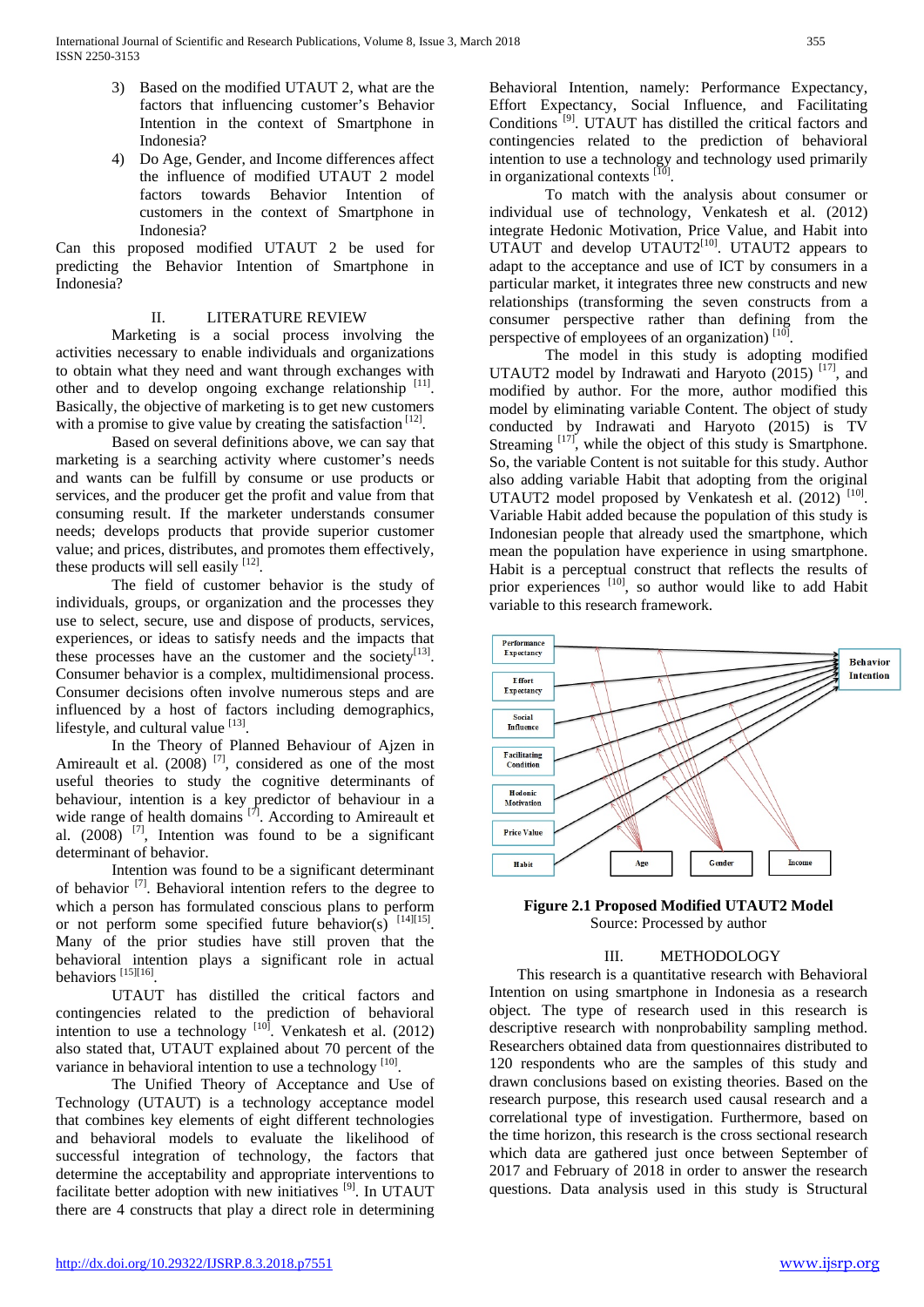3) Based on the modified UTAUT 2, what are the factors that influencing customer's Behavior Intention in the context of Smartphone in Indonesia?
4) Do Age, Gender, and Income differences affect the influence of modified UTAUT 2 model factors towards Behavior Intention of customers in the context of Smartphone in Indonesia?

Can this proposed modified UTAUT 2 be used for predicting the Behavior Intention of Smartphone in Indonesia?

## II. LITERATURE REVIEW

Marketing is a social process involving the activities necessary to enable individuals and organizations to obtain what they need and want through exchanges with other and to develop ongoing exchange relationship [11]. Basically, the objective of marketing is to get new customers with a promise to give value by creating the satisfaction [12].

Based on several definitions above, we can say that marketing is a searching activity where customer's needs and wants can be fulfill by consume or use products or services, and the producer get the profit and value from that consuming result. If the marketer understands consumer needs; develops products that provide superior customer value; and prices, distributes, and promotes them effectively, these products will sell easily [12].

The field of customer behavior is the study of individuals, groups, or organization and the processes they use to select, secure, use and dispose of products, services, experiences, or ideas to satisfy needs and the impacts that these processes have an the customer and the society[13]. Consumer behavior is a complex, multidimensional process. Consumer decisions often involve numerous steps and are influenced by a host of factors including demographics, lifestyle, and cultural value [13].

In the Theory of Planned Behaviour of Ajzen in Amireault et al. (2008) [7], considered as one of the most useful theories to study the cognitive determinants of behaviour, intention is a key predictor of behaviour in a wide range of health domains [7]. According to Amireault et al. (2008) [7], Intention was found to be a significant determinant of behavior.

Intention was found to be a significant determinant of behavior [7]. Behavioral intention refers to the degree to which a person has formulated conscious plans to perform or not perform some specified future behavior(s) [14][15]. Many of the prior studies have still proven that the behavioral intention plays a significant role in actual behaviors [15][16].

UTAUT has distilled the critical factors and contingencies related to the prediction of behavioral intention to use a technology [10]. Venkatesh et al. (2012) also stated that, UTAUT explained about 70 percent of the variance in behavioral intention to use a technology [10].

The Unified Theory of Acceptance and Use of Technology (UTAUT) is a technology acceptance model that combines key elements of eight different technologies and behavioral models to evaluate the likelihood of successful integration of technology, the factors that determine the acceptability and appropriate interventions to facilitate better adoption with new initiatives [9]. In UTAUT there are 4 constructs that play a direct role in determining Behavioral Intention, namely: Performance Expectancy, Effort Expectancy, Social Influence, and Facilitating Conditions [9]. UTAUT has distilled the critical factors and contingencies related to the prediction of behavioral intention to use a technology and technology used primarily in organizational contexts [10].

To match with the analysis about consumer or individual use of technology, Venkatesh et al. (2012) integrate Hedonic Motivation, Price Value, and Habit into UTAUT and develop UTAUT2[10]. UTAUT2 appears to adapt to the acceptance and use of ICT by consumers in a particular market, it integrates three new constructs and new relationships (transforming the seven constructs from a consumer perspective rather than defining from the perspective of employees of an organization) [10].

The model in this study is adopting modified UTAUT2 model by Indrawati and Haryoto (2015) [17], and modified by author. For the more, author modified this model by eliminating variable Content. The object of study conducted by Indrawati and Haryoto (2015) [17] is TV Streaming [17], while the object of this study is Smartphone. So, the variable Content is not suitable for this study. Author also adding variable Habit that adopting from the original UTAUT2 model proposed by Venkatesh et al. (2012) [10]. Variable Habit added because the population of this study is Indonesian people that already used the smartphone, which mean the population have experience in using smartphone. Habit is a perceptual construct that reflects the results of prior experiences [10], so author would like to add Habit variable to this research framework.

**Figure 2.1 Proposed Modified UTAUT2 Model**
Source: Processed by author

## III. METHODOLOGY

This research is a quantitative research with Behavioral Intention on using smartphone in Indonesia as a research object. The type of research used in this research is descriptive research with nonprobability sampling method. Researchers obtained data from questionnaires distributed to 120 respondents who are the samples of this study and drawn conclusions based on existing theories. Based on the research purpose, this research used causal research and a correlational type of investigation. Furthermore, based on the time horizon, this research is the cross sectional research which data are gathered just once between September of 2017 and February of 2018 in order to answer the research questions. Data analysis used in this study is Structural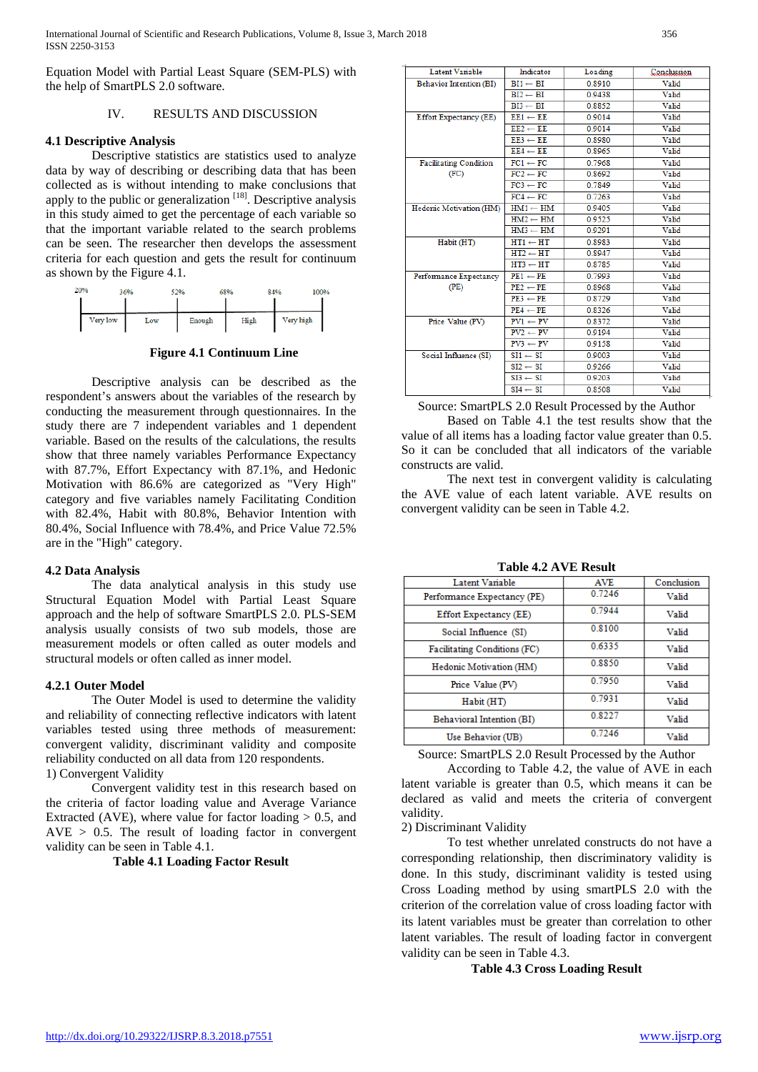Equation Model with Partial Least Square (SEM-PLS) with the help of SmartPLS 2.0 software.

## IV. RESULTS AND DISCUSSION

### 4.1 Descriptive Analysis

Descriptive statistics are statistics used to analyze data by way of describing or describing data that has been collected as is without intending to make conclusions that apply to the public or generalization [18]. Descriptive analysis in this study aimed to get the percentage of each variable so that the important variable related to the search problems can be seen. The researcher then develops the assessment criteria for each question and gets the result for continuum as shown by the Figure 4.1.

| 20% – 36% | 36% – 52% | 52% – 68% | 68% – 84% | 84% – 100% |
|---|---|---|---|---|
| Very low | Low | Enough | High | Very high |

**Figure 4.1 Continuum Line**

Descriptive analysis can be described as the respondent's answers about the variables of the research by conducting the measurement through questionnaires. In the study there are 7 independent variables and 1 dependent variable. Based on the results of the calculations, the results show that three namely variables Performance Expectancy with 87.7%, Effort Expectancy with 87.1%, and Hedonic Motivation with 86.6% are categorized as "Very High" category and five variables namely Facilitating Condition with 82.4%, Habit with 80.8%, Behavior Intention with 80.4%, Social Influence with 78.4%, and Price Value 72.5% are in the "High" category.

### 4.2 Data Analysis

The data analytical analysis in this study use Structural Equation Model with Partial Least Square approach and the help of software SmartPLS 2.0. PLS-SEM analysis usually consists of two sub models, those are measurement models or often called as outer models and structural models or often called as inner model.

### 4.2.1 Outer Model

The Outer Model is used to determine the validity and reliability of connecting reflective indicators with latent variables tested using three methods of measurement: convergent validity, discriminant validity and composite reliability conducted on all data from 120 respondents.

1) Convergent Validity

Convergent validity test in this research based on the criteria of factor loading value and Average Variance Extracted (AVE), where value for factor loading > 0.5, and AVE > 0.5. The result of loading factor in convergent validity can be seen in Table 4.1.

**Table 4.1 Loading Factor Result**

| Latent Variable | Indicator | Loading | Conclusion |
|---|---|---|---|
| Behavior Intention (BI) | BI1 ← BI | 0.8910 | Valid |
| | BI2 ← BI | 0.9438 | Valid |
| | BI3 ← BI | 0.8852 | Valid |
| Effort Expectancy (EE) | EE1 ← EE | 0.9014 | Valid |
| | EE2 ← EE | 0.9014 | Valid |
| | EE3 ← EE | 0.8980 | Valid |
| | EE4 ← EE | 0.8965 | Valid |
| Facilitating Condition (FC) | FC1 ← FC | 0.7968 | Valid |
| | FC2 ← FC | 0.8692 | Valid |
| | FC3 ← FC | 0.7849 | Valid |
| | FC4 ← FC | 0.7263 | Valid |
| Hedonic Motivation (HM) | HM1 ← HM | 0.9405 | Valid |
| | HM2 ← HM | 0.9325 | Valid |
| | HM3 ← HM | 0.9291 | Valid |
| Habit (HT) | HT1 ← HT | 0.8983 | Valid |
| | HT2 ← HT | 0.8947 | Valid |
| | HT3 ← HT | 0.8785 | Valid |
| Performance Expectancy (PE) | PE1 ← PE | 0.7993 | Valid |
| | PE2 ← PE | 0.8968 | Valid |
| | PE3 ← PE | 0.8729 | Valid |
| | PE4 ← PE | 0.8326 | Valid |
| Price Value (PV) | PV1 ← PV | 0.8372 | Valid |
| | PV2 ← PV | 0.9194 | Valid |
| | PV3 ← PV | 0.9158 | Valid |
| Social Influence (SI) | SI1 ← SI | 0.9003 | Valid |
| | SI2 ← SI | 0.9266 | Valid |
| | SI3 ← SI | 0.9203 | Valid |
| | SI4 ← SI | 0.8508 | Valid |

Source: SmartPLS 2.0 Result Processed by the Author

Based on Table 4.1 the test results show that the value of all items has a loading factor value greater than 0.5. So it can be concluded that all indicators of the variable constructs are valid.

The next test in convergent validity is calculating the AVE value of each latent variable. AVE results on convergent validity can be seen in Table 4.2.

**Table 4.2 AVE Result**

| Latent Variable | AVE | Conclusion |
|---|---|---|
| Performance Expectancy (PE) | 0.7246 | Valid |
| Effort Expectancy (EE) | 0.7944 | Valid |
| Social Influence (SI) | 0.8100 | Valid |
| Facilitating Conditions (FC) | 0.6335 | Valid |
| Hedonic Motivation (HM) | 0.8850 | Valid |
| Price Value (PV) | 0.7950 | Valid |
| Habit (HT) | 0.7931 | Valid |
| Behavioral Intention (BI) | 0.8227 | Valid |
| Use Behavior (UB) | 0.7246 | Valid |

Source: SmartPLS 2.0 Result Processed by the Author

According to Table 4.2, the value of AVE in each latent variable is greater than 0.5, which means it can be declared as valid and meets the criteria of convergent validity.

2) Discriminant Validity

To test whether unrelated constructs do not have a corresponding relationship, then discriminatory validity is done. In this study, discriminant validity is tested using Cross Loading method by using smartPLS 2.0 with the criterion of the correlation value of cross loading factor with its latent variables must be greater than correlation to other latent variables. The result of loading factor in convergent validity can be seen in Table 4.3.

**Table 4.3 Cross Loading Result**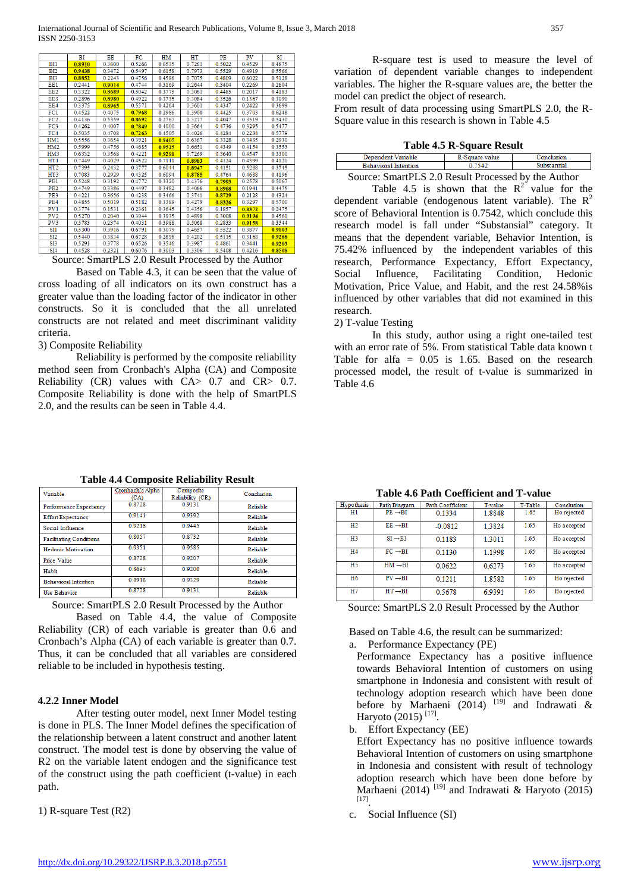|  | BI | EE | FC | HM | HT | PE | PV | SI |
|---|---|---|---|---|---|---|---|---|
| BI1 | **0.8910** | 0.3600 | 0.5266 | 0.6535 | 0.7261 | 0.5022 | 0.4529 | 0.4875 |
| BI2 | **0.9438** | 0.3472 | 0.5497 | 0.6158 | 0.7973 | 0.5529 | 0.4919 | 0.5566 |
| BI3 | **0.8852** | 0.2243 | 0.4756 | 0.4586 | 0.7075 | 0.4809 | 0.6022 | 0.5128 |
| EE1 | 0.2441 | **0.9014** | 0.4744 | 0.3169 | 0.2644 | 0.3404 | 0.2269 | 0.2604 |
| EE2 | 0.3322 | **0.8689** | 0.5042 | 0.3775 | 0.3061 | 0.4485 | 0.2017 | 0.4183 |
| EE3 | 0.2896 | **0.8980** | 0.4922 | 0.3735 | 0.3084 | 0.3526 | 0.1367 | 0.3090 |
| EE4 | 0.3375 | **0.8965** | 0.5571 | 0.4264 | 0.3601 | 0.4347 | 0.2422 | 0.3699 |
| FC1 | 0.4522 | 0.4075 | **0.7968** | 0.2986 | 0.3900 | 0.4425 | 0.3703 | 0.6248 |
| FC2 | 0.4136 | 0.5359 | **0.8692** | 0.2767 | 0.3277 | 0.4047 | 0.3519 | 0.5430 |
| FC3 | 0.4262 | 0.4007 | **0.7849** | 0.4000 | 0.3664 | 0.4736 | 0.3295 | 0.5477 |
| FC4 | 0.5035 | 0.4708 | **0.7263** | 0.4505 | 0.4026 | 0.4284 | 0.2234 | 0.5779 |
| HM1 | 0.5556 | 0.3654 | 0.3921 | **0.9405** | 0.6367 | 0.3328 | 0.3435 | 0.2930 |
| HM2 | 0.5999 | 0.4756 | 0.4685 | **0.9525** | 0.6651 | 0.4349 | 0.4154 | 0.3553 |
| HM3 | 0.6332 | 0.3568 | 0.4221 | **0.9291** | 0.7269 | 0.3640 | 0.4547 | 0.3300 |
| HT1 | 0.7449 | 0.4029 | 0.4522 | 0.7111 | **0.8983** | 0.4124 | 0.4399 | 0.4120 |
| HT2 | 0.7395 | 0.2432 | 0.3777 | 0.6044 | **0.8947** | 0.4151 | 0.5288 | 0.3745 |
| HT3 | 0.7083 | 0.2929 | 0.4325 | 0.6094 | **0.8785** | 0.4764 | 0.4688 | 0.4196 |
| PE1 | 0.5248 | 0.3192 | 0.4772 | 0.3320 | 0.4376 | **0.7903** | 0.2578 | 0.5067 |
| PE2 | 0.4749 | 0.3386 | 0.4497 | 0.3482 | 0.4066 | **0.8968** | 0.1941 | 0.4475 |
| PE3 | 0.4221 | 0.3656 | 0.4238 | 0.3466 | 0.3741 | **0.8729** | 0.2128 | 0.4324 |
| PE4 | 0.4855 | 0.5019 | 0.5182 | 0.3389 | 0.4279 | **0.8326** | 0.3297 | 0.5700 |
| PV1 | 0.3774 | 0.1531 | 0.2361 | 0.3645 | 0.4356 | 0.1857 | **0.8372** | 0.2475 |
| PV2 | 0.5270 | 0.2040 | 0.3944 | 0.3935 | 0.4898 | 0.3008 | **0.9194** | 0.4561 |
| PV3 | 0.5783 | 0.2374 | 0.4031 | 0.3988 | 0.5068 | 0.2833 | **0.9158** | 0.3544 |
| SI1 | 0.5300 | 0.3916 | 0.6791 | 0.3079 | 0.4657 | 0.5522 | 0.3877 | **0.9003** |
| SI2 | 0.5440 | 0.3834 | 0.6728 | 0.2898 | 0.4202 | 0.5135 | 0.3168 | **0.9266** |
| SI3 | 0.5291 | 0.3778 | 0.6526 | 0.3546 | 0.3987 | 0.4861 | 0.3441 | **0.9203** |
| SI4 | 0.4528 | 0.2321 | 0.6076 | 0.3003 | 0.3306 | 0.5408 | 0.4216 | **0.8508** |

Source: SmartPLS 2.0 Result Processed by the Author

Based on Table 4.3, it can be seen that the value of cross loading of all indicators on its own construct has a greater value than the loading factor of the indicator in other constructs. So it is concluded that the all unrelated constructs are not related and meet discriminant validity criteria.

3) Composite Reliability

Reliability is performed by the composite reliability method seen from Cronbach's Alpha (CA) and Composite Reliability (CR) values with CA> 0.7 and CR> 0.7. Composite Reliability is done with the help of SmartPLS 2.0, and the results can be seen in Table 4.4.

**Table 4.4 Composite Reliability Result**

| Variable | Cronbach's Alpha (CA) | Composite Reliability (CR) | Conclusion |
|---|---|---|---|
| Performance Expectancy | 0.8728 | 0.9131 | Reliable |
| Effort Expectancy | 0.9141 | 0.9392 | Reliable |
| Social Influence | 0.9216 | 0.9445 | Reliable |
| Facilitating Conditions | 0.8057 | 0.8732 | Reliable |
| Hedonic Motivation | 0.9351 | 0.9585 | Reliable |
| Price Value | 0.8728 | 0.9207 | Reliable |
| Habit | 0.8695 | 0.9200 | Reliable |
| Behavioral Intention | 0.8918 | 0.9329 | Reliable |
| Use Behavior | 0.8728 | 0.9131 | Reliable |

Source: SmartPLS 2.0 Result Processed by the Author

Based on Table 4.4, the value of Composite Reliability (CR) of each variable is greater than 0.6 and Cronbach's Alpha (CA) of each variable is greater than 0.7. Thus, it can be concluded that all variables are considered reliable to be included in hypothesis testing.

### 4.2.2 Inner Model

After testing outer model, next Inner Model testing is done in PLS. The Inner Model defines the specification of the relationship between a latent construct and another latent construct. The model test is done by observing the value of R2 on the variable latent endogen and the significance test of the construct using the path coefficient (t-value) in each path.

1) R-square Test (R2)

R-square test is used to measure the level of variation of dependent variable changes to independent variables. The higher the R-square values are, the better the model can predict the object of research.

From result of data processing using SmartPLS 2.0, the R-Square value in this research is shown in Table 4.5

**Table 4.5 R-Square Result**

| Dependent Variable | R-Square value | Conclusion |
|---|---|---|
| Behavioral Intention | 0.7542 | Substantial |

Source: SmartPLS 2.0 Result Processed by the Author

Table 4.5 is shown that the $R^2$ value for the dependent variable (endogenous latent variable). The $R^2$ score of Behavioral Intention is 0.7542, which conclude this research model is fall under "Substansial" category. It means that the dependent variable, Behavior Intention, is 75.42% influenced by the independent variables of this research, Performance Expectancy, Effort Expectancy, Social Influence, Facilitating Condition, Hedonic Motivation, Price Value, and Habit, and the rest 24.58%is influenced by other variables that did not examined in this research.

2) T-value Testing

In this study, author using a right one-tailed test with an error rate of 5%. From statistical Table data known t Table for alfa = 0.05 is 1.65. Based on the research processed model, the result of t-value is summarized in Table 4.6

**Table 4.6 Path Coefficient and T-value**

| Hypothesis | Path Diagram | Path Coefficient | T-value | T-Table | Conclusion |
|---|---|---|---|---|---|
| H1 | PE →BI | 0.1334 | 1.8848 | 1.65 | Ho rejected |
| H2 | EE →BI | -0.0812 | 1.3824 | 1.65 | Ho accepted |
| H3 | SI →BI | 0.1183 | 1.3011 | 1.65 | Ho accepted |
| H4 | FC →BI | 0.1130 | 1.1998 | 1.65 | Ho accepted |
| H5 | HM →BI | 0.0622 | 0.6273 | 1.65 | Ho accepted |
| H6 | PV →BI | 0.1211 | 1.8582 | 1.65 | Ho rejected |
| H7 | HT →BI | 0.5678 | 6.9391 | 1.65 | Ho rejected |

Source: SmartPLS 2.0 Result Processed by the Author

Based on Table 4.6, the result can be summarized:

a. Performance Expectancy (PE)

Performance Expectancy has a positive influence towards Behavioral Intention of customers on using smartphone in Indonesia and consistent with result of technology adoption research which have been done before by Marhaeni (2014) [19] and Indrawati & Haryoto (2015) [17].

b. Effort Expectancy (EE)

Effort Expectancy has no positive influence towards Behavioral Intention of customers on using smartphone in Indonesia and consistent with result of technology adoption research which have been done before by Marhaeni (2014) [19] and Indrawati & Haryoto (2015) [17].

c. Social Influence (SI)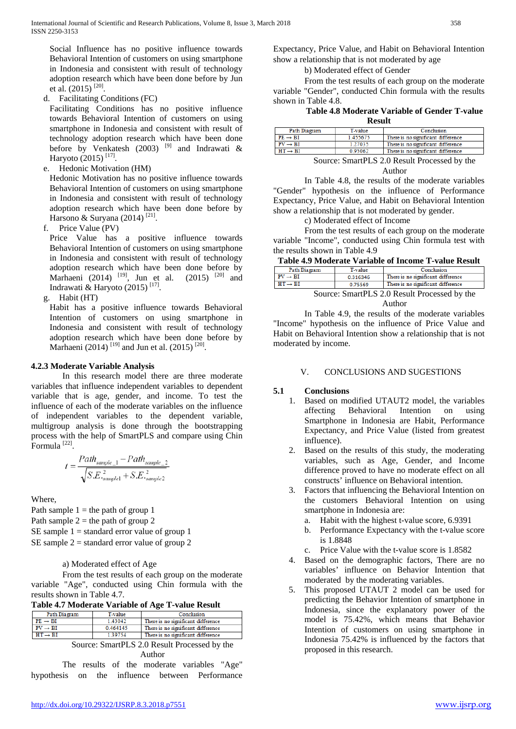Social Influence has no positive influence towards Behavioral Intention of customers on using smartphone in Indonesia and consistent with result of technology adoption research which have been done before by Jun et al. (2015) [20].

d. Facilitating Conditions (FC)

Facilitating Conditions has no positive influence towards Behavioral Intention of customers on using smartphone in Indonesia and consistent with result of technology adoption research which have been done before by Venkatesh (2003) [9] and Indrawati & Haryoto (2015) [17].

e. Hedonic Motivation (HM)

Hedonic Motivation has no positive influence towards Behavioral Intention of customers on using smartphone in Indonesia and consistent with result of technology adoption research which have been done before by Harsono & Suryana (2014) [21].

f. Price Value (PV)

Price Value has a positive influence towards Behavioral Intention of customers on using smartphone in Indonesia and consistent with result of technology adoption research which have been done before by Marhaeni (2014) [19], Jun et al. (2015) [20] and Indrawati & Haryoto (2015) [17].

g. Habit (HT)

Habit has a positive influence towards Behavioral Intention of customers on using smartphone in Indonesia and consistent with result of technology adoption research which have been done before by Marhaeni (2014) [19] and Jun et al. (2015) [20].

### 4.2.3 Moderate Variable Analysis

In this research model there are three moderate variables that influence independent variables to dependent variable that is age, gender, and income. To test the influence of each of the moderate variables on the influence of independent variables to the dependent variable, multigroup analysis is done through the bootstrapping process with the help of SmartPLS and compare using Chin Formula [22].

$$t = \frac{Path_{sample\_1} - Path_{sample\_2}}{\sqrt{S.E._{sample1}^{2} + S.E._{sample2}^{2}}}$$

Where,

Path sample 1 = the path of group 1
Path sample 2 = the path of group 2
SE sample 1 = standard error value of group 1
SE sample 2 = standard error value of group 2

a) Moderated effect of Age

From the test results of each group on the moderate variable "Age", conducted using Chin formula with the results shown in Table 4.7.

**Table 4.7 Moderate Variable of Age T-value Result**

| Path Diagram | T-value | Conclusion |
|---|---|---|
| PE → BI | 1.43042 | There is no significant difference |
| PV → BI | 0.464145 | There is no significant difference |
| HT → BI | 1.39754 | There is no significant difference |

Source: SmartPLS 2.0 Result Processed by the Author

The results of the moderate variables "Age" hypothesis on the influence between Performance Expectancy, Price Value, and Habit on Behavioral Intention show a relationship that is not moderated by age

b) Moderated effect of Gender

From the test results of each group on the moderate variable "Gender", conducted Chin formula with the results shown in Table 4.8.

**Table 4.8 Moderate Variable of Gender T-value Result**

| Path Diagram | T-value | Conclusion |
|---|---|---|
| PE → BI | 1.455675 | There is no significant difference |
| PV → BI | 1.27035 | There is no significant difference |
| HT → BI | 0.95062 | There is no significant difference |

Source: SmartPLS 2.0 Result Processed by the Author

In Table 4.8, the results of the moderate variables "Gender" hypothesis on the influence of Performance Expectancy, Price Value, and Habit on Behavioral Intention show a relationship that is not moderated by gender.

c) Moderated effect of Income

From the test results of each group on the moderate variable "Income", conducted using Chin formula test with the results shown in Table 4.9

**Table 4.9 Moderate Variable of Income T-value Result**

| Path Diagram | T-value | Conclusion |
|---|---|---|
| PV → BI | 0.316346 | There is no significant difference |
| HT → BI | 0.75569 | There is no significant difference |

Source: SmartPLS 2.0 Result Processed by the Author

In Table 4.9, the results of the moderate variables "Income" hypothesis on the influence of Price Value and Habit on Behavioral Intention show a relationship that is not moderated by income.

## V. CONCLUSIONS AND SUGESTIONS

### 5.1 Conclusions

1. Based on modified UTAUT2 model, the variables affecting Behavioral Intention on using Smartphone in Indonesia are Habit, Performance Expectancy, and Price Value (listed from greatest influence).
2. Based on the results of this study, the moderating variables, such as Age, Gender, and Income difference proved to have no moderate effect on all constructs' influence on Behavioral intention.
3. Factors that influencing the Behavioral Intention on the customers Behavioral Intention on using smartphone in Indonesia are:
   a. Habit with the highest t-value score, 6.9391
   b. Performance Expectancy with the t-value score is 1.8848
   c. Price Value with the t-value score is 1.8582
4. Based on the demographic factors, There are no variables' influence on Behavior Intention that moderated by the moderating variables.
5. This proposed UTAUT 2 model can be used for predicting the Behavior Intention of smartphone in Indonesia, since the explanatory power of the model is 75.42%, which means that Behavior Intention of customers on using smartphone in Indonesia 75.42% is influenced by the factors that proposed in this research.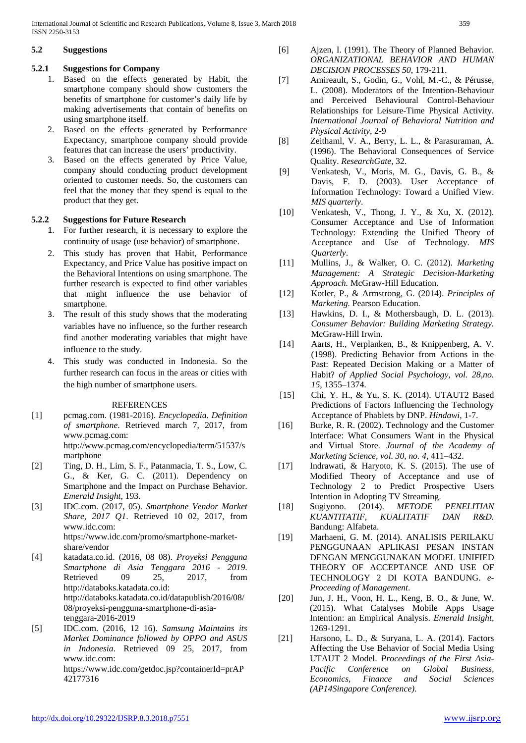### 5.2 Suggestions

#### 5.2.1 Suggestions for Company

1. Based on the effects generated by Habit, the smartphone company should show customers the benefits of smartphone for customer's daily life by making advertisements that contain of benefits on using smartphone itself.
2. Based on the effects generated by Performance Expectancy, smartphone company should provide features that can increase the users' productivity.
3. Based on the effects generated by Price Value, company should conducting product development oriented to customer needs. So, the customers can feel that the money that they spend is equal to the product that they get.

#### 5.2.2 Suggestions for Future Research

1. For further research, it is necessary to explore the continuity of usage (use behavior) of smartphone.
2. This study has proven that Habit, Performance Expectancy, and Price Value has positive impact on the Behavioral Intentions on using smartphone. The further research is expected to find other variables that might influence the use behavior of smartphone.
3. The result of this study shows that the moderating variables have no influence, so the further research find another moderating variables that might have influence to the study.
4. This study was conducted in Indonesia. So the further research can focus in the areas or cities with the high number of smartphone users.

## REFERENCES

[1] pcmag.com. (1981-2016). *Encyclopedia. Definition of smartphone.* Retrieved march 7, 2017, from www.pcmag.com: http://www.pcmag.com/encyclopedia/term/51537/smartphone

[2] Ting, D. H., Lim, S. F., Patanmacia, T. S., Low, C. G., & Ker, G. C. (2011). Dependency on Smartphone and the Impact on Purchase Behavior. *Emerald Insight*, 193.

[3] IDC.com. (2017, 05). *Smartphone Vendor Market Share, 2017 Q1*. Retrieved 10 02, 2017, from www.idc.com: https://www.idc.com/promo/smartphone-market-share/vendor

[4] katadata.co.id. (2016, 08 08). *Proyeksi Pengguna Smartphone di Asia Tenggara 2016 - 2019*. Retrieved 09 25, 2017, from http://databoks.katadata.co.id: http://databoks.katadata.co.id/datapublish/2016/08/08/proyeksi-pengguna-smartphone-di-asia-tenggara-2016-2019

[5] IDC.com. (2016, 12 16). *Samsung Maintains its Market Dominance followed by OPPO and ASUS in Indonesia*. Retrieved 09 25, 2017, from www.idc.com: https://www.idc.com/getdoc.jsp?containerId=prAP42177316

[6] Ajzen, I. (1991). The Theory of Planned Behavior. *ORGANIZATIONAL BEHAVIOR AND HUMAN DECISION PROCESSES 50*, 179-211.

[7] Amireault, S., Godin, G., Vohl, M.-C., & Pérusse, L. (2008). Moderators of the Intention-Behaviour and Perceived Behavioural Control-Behaviour Relationships for Leisure-Time Physical Activity. *International Journal of Behavioral Nutrition and Physical Activity*, 2-9

[8] Zeithaml, V. A., Berry, L. L., & Parasuraman, A. (1996). The Behavioral Consequences of Service Quality. *ResearchGate*, 32.

[9] Venkatesh, V., Moris, M. G., Davis, G. B., & Davis, F. D. (2003). User Acceptance of Information Technology: Toward a Unified View. *MIS quarterly*.

[10] Venkatesh, V., Thong, J. Y., & Xu, X. (2012). Consumer Acceptance and Use of Information Technology: Extending the Unified Theory of Acceptance and Use of Technology. *MIS Quarterly*.

[11] Mullins, J., & Walker, O. C. (2012). *Marketing Management: A Strategic Decision-Marketing Approach.* McGraw-Hill Education.

[12] Kotler, P., & Armstrong, G. (2014). *Principles of Marketing.* Pearson Education.

[13] Hawkins, D. I., & Mothersbaugh, D. L. (2013). *Consumer Behavior: Building Marketing Strategy.* McGraw-Hill Irwin.

[14] Aarts, H., Verplanken, B., & Knippenberg, A. V. (1998). Predicting Behavior from Actions in the Past: Repeated Decision Making or a Matter of Habit? *of Applied Social Psychology, vol. 28,no. 15*, 1355–1374.

[15] Chi, Y. H., & Yu, S. K. (2014). UTAUT2 Based Predictions of Factors Influencing the Technology Acceptance of Phablets by DNP. *Hindawi*, 1-7.

[16] Burke, R. R. (2002). Technology and the Customer Interface: What Consumers Want in the Physical and Virtual Store. *Journal of the Academy of Marketing Science, vol. 30, no. 4*, 411–432.

[17] Indrawati, & Haryoto, K. S. (2015). The use of Modified Theory of Acceptance and use of Technology 2 to Predict Prospective Users Intention in Adopting TV Streaming.

[18] Sugiyono. (2014). *METODE PENELITIAN KUANTITATIF, KUALITATIF DAN R&D.* Bandung: Alfabeta.

[19] Marhaeni, G. M. (2014). ANALISIS PERILAKU PENGGUNAAN APLIKASI PESAN INSTAN DENGAN MENGGUNAKAN MODEL UNIFIED THEORY OF ACCEPTANCE AND USE OF TECHNOLOGY 2 DI KOTA BANDUNG. *e-Proceeding of Management*.

[20] Jun, J. H., Voon, H. L., Keng, B. O., & June, W. (2015). What Catalyses Mobile Apps Usage Intention: an Empirical Analysis. *Emerald Insight*, 1269-1291.

[21] Harsono, L. D., & Suryana, L. A. (2014). Factors Affecting the Use Behavior of Social Media Using UTAUT 2 Model. *Proceedings of the First Asia-Pacific Conference on Global Business, Economics, Finance and Social Sciences (AP14Singapore Conference).*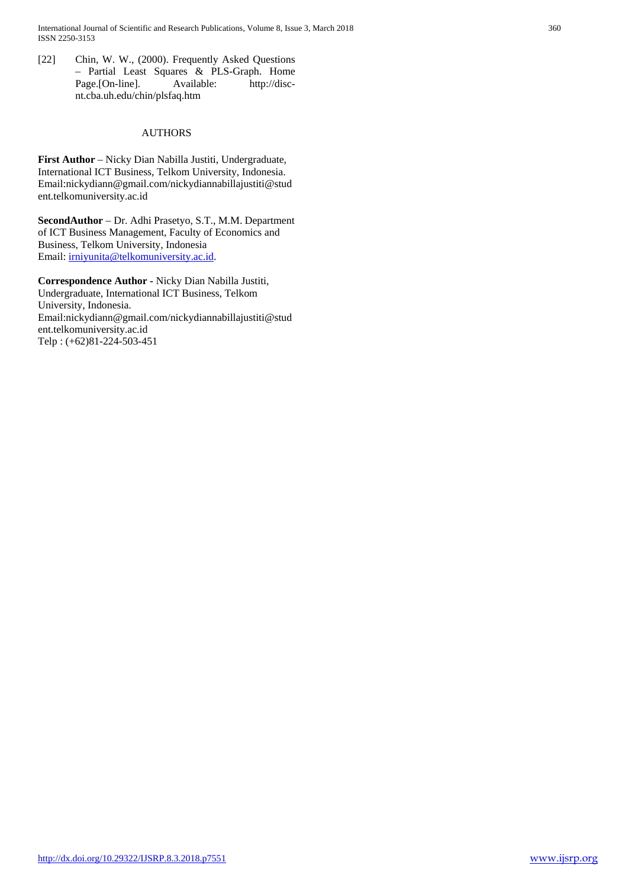[22] Chin, W. W., (2000). Frequently Asked Questions – Partial Least Squares & PLS-Graph. Home Page.[On-line]. Available: http://disc-nt.cba.uh.edu/chin/plsfaq.htm

## AUTHORS

**First Author** – Nicky Dian Nabilla Justiti, Undergraduate, International ICT Business, Telkom University, Indonesia. Email:nickydiann@gmail.com/nickydiannabillajustiti@student.telkomuniversity.ac.id

**SecondAuthor** – Dr. Adhi Prasetyo, S.T., M.M. Department of ICT Business Management, Faculty of Economics and Business, Telkom University, Indonesia Email: irniyunita@telkomuniversity.ac.id.

**Correspondence Author** - Nicky Dian Nabilla Justiti, Undergraduate, International ICT Business, Telkom University, Indonesia. Email:nickydiann@gmail.com/nickydiannabillajustiti@student.telkomuniversity.ac.id
Telp : (+62)81-224-503-451